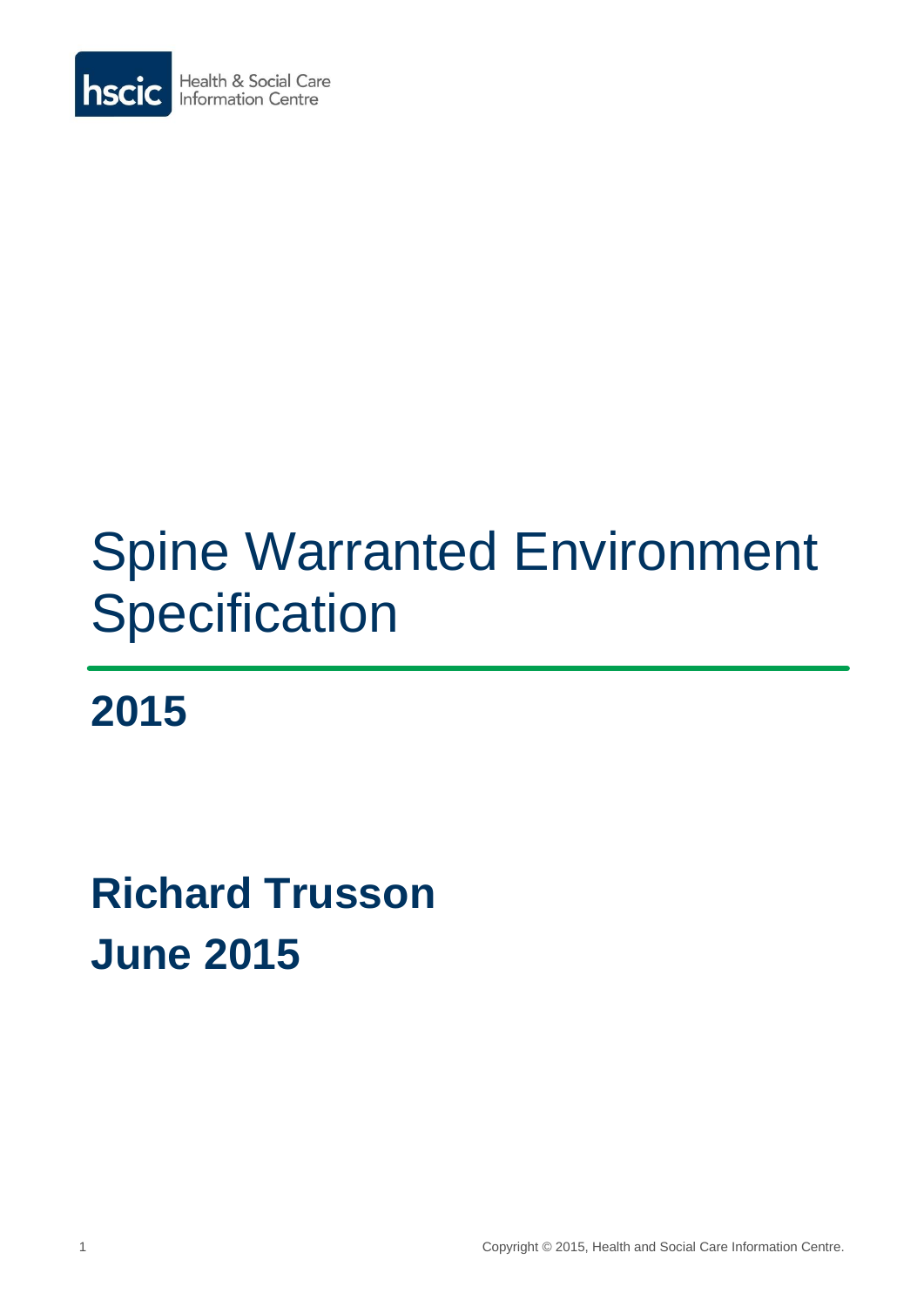Health & Social Care Information Centre

# Spine Warranted Environment Specification

## 2015

## Richard Trusson
## June 2015

Copyright © 2015, Health and Social Care Information Centre.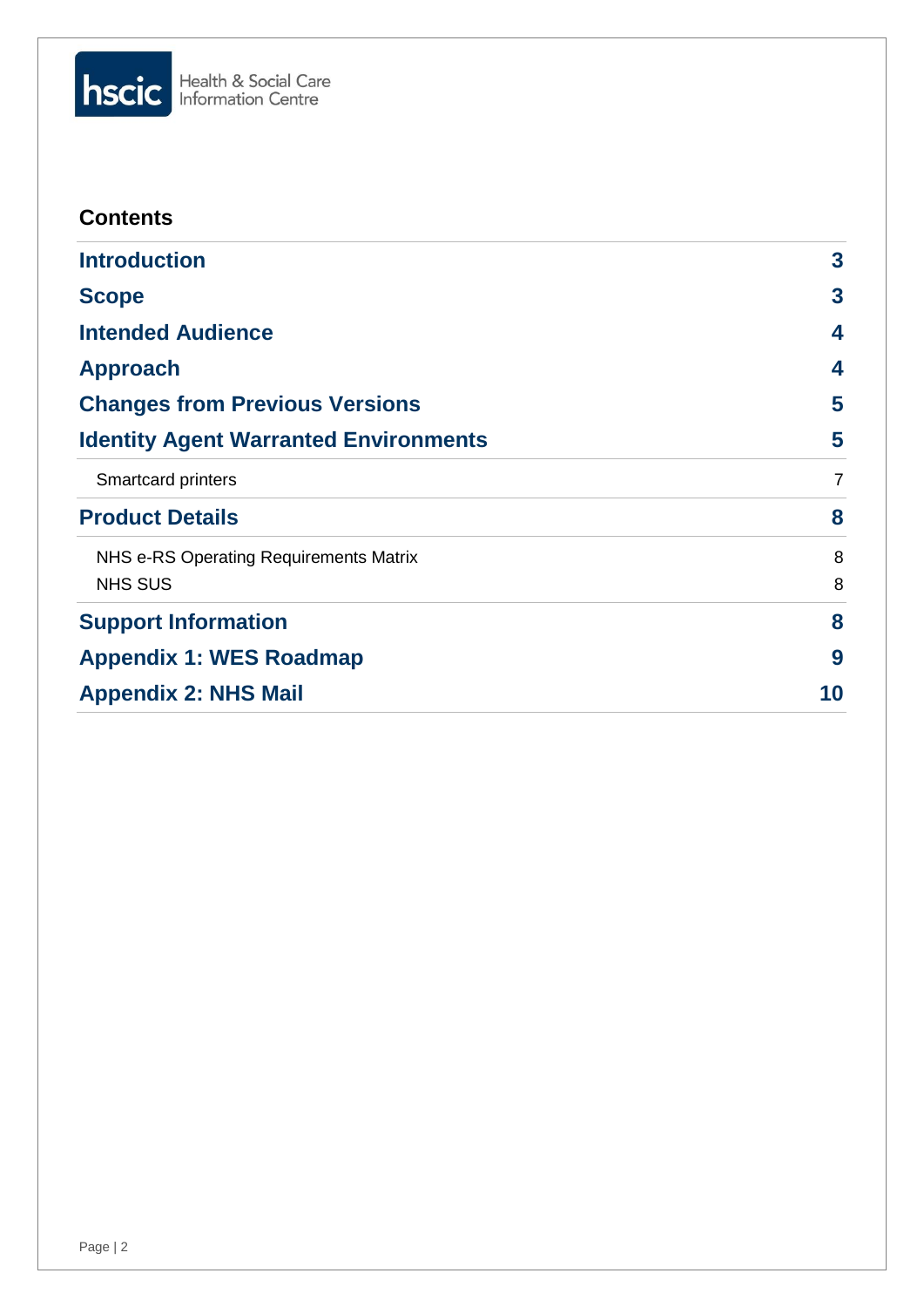## Contents

| | |
|---|---|
| **Introduction** | **3** |
| **Scope** | **3** |
| **Intended Audience** | **4** |
| **Approach** | **4** |
| **Changes from Previous Versions** | **5** |
| **Identity Agent Warranted Environments** | **5** |
| Smartcard printers | 7 |
| **Product Details** | **8** |
| NHS e-RS Operating Requirements Matrix | 8 |
| NHS SUS | 8 |
| **Support Information** | **8** |
| **Appendix 1: WES Roadmap** | **9** |
| **Appendix 2: NHS Mail** | **10** |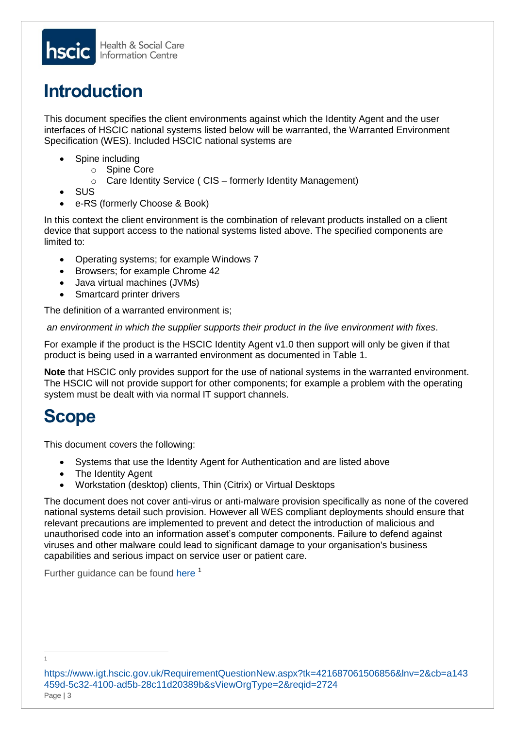# Introduction

This document specifies the client environments against which the Identity Agent and the user interfaces of HSCIC national systems listed below will be warranted, the Warranted Environment Specification (WES). Included HSCIC national systems are

- Spine including
  - Spine Core
  - Care Identity Service ( CIS – formerly Identity Management)
- SUS
- e-RS (formerly Choose & Book)

In this context the client environment is the combination of relevant products installed on a client device that support access to the national systems listed above. The specified components are limited to:

- Operating systems; for example Windows 7
- Browsers; for example Chrome 42
- Java virtual machines (JVMs)
- Smartcard printer drivers

The definition of a warranted environment is;

*an environment in which the supplier supports their product in the live environment with fixes*.

For example if the product is the HSCIC Identity Agent v1.0 then support will only be given if that product is being used in a warranted environment as documented in Table 1.

**Note** that HSCIC only provides support for the use of national systems in the warranted environment. The HSCIC will not provide support for other components; for example a problem with the operating system must be dealt with via normal IT support channels.

# Scope

This document covers the following:

- Systems that use the Identity Agent for Authentication and are listed above
- The Identity Agent
- Workstation (desktop) clients, Thin (Citrix) or Virtual Desktops

The document does not cover anti-virus or anti-malware provision specifically as none of the covered national systems detail such provision. However all WES compliant deployments should ensure that relevant precautions are implemented to prevent and detect the introduction of malicious and unauthorised code into an information asset's computer components. Failure to defend against viruses and other malware could lead to significant damage to your organisation's business capabilities and serious impact on service user or patient care.

Further guidance can be found here [1]

[1] https://www.igt.hscic.gov.uk/RequirementQuestionNew.aspx?tk=421687061506856&lnv=2&cb=a143459d-5c32-4100-ad5b-28c11d20389b&sViewOrgType=2&reqid=2724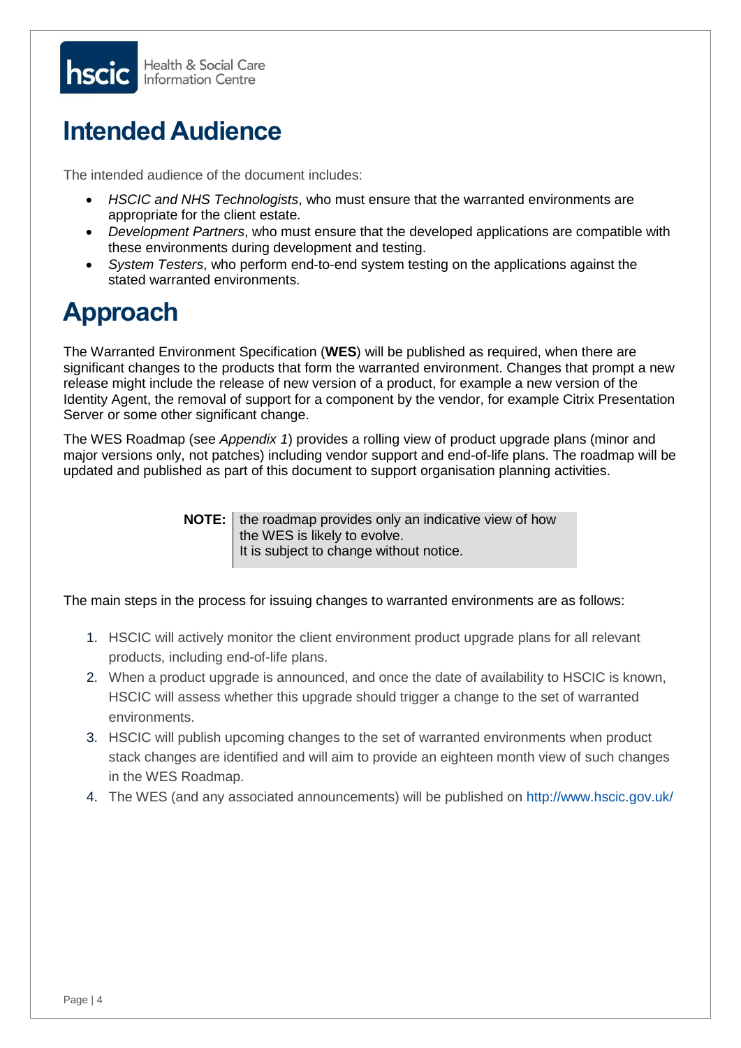# Intended Audience

The intended audience of the document includes:

- *HSCIC and NHS Technologists*, who must ensure that the warranted environments are appropriate for the client estate.
- *Development Partners*, who must ensure that the developed applications are compatible with these environments during development and testing.
- *System Testers*, who perform end-to-end system testing on the applications against the stated warranted environments.

# Approach

The Warranted Environment Specification (**WES**) will be published as required, when there are significant changes to the products that form the warranted environment. Changes that prompt a new release might include the release of new version of a product, for example a new version of the Identity Agent, the removal of support for a component by the vendor, for example Citrix Presentation Server or some other significant change.

The WES Roadmap (see *Appendix 1*) provides a rolling view of product upgrade plans (minor and major versions only, not patches) including vendor support and end-of-life plans. The roadmap will be updated and published as part of this document to support organisation planning activities.

| **NOTE:** | the roadmap provides only an indicative view of how the WES is likely to evolve. It is subject to change without notice. |
|---|---|

The main steps in the process for issuing changes to warranted environments are as follows:

1. HSCIC will actively monitor the client environment product upgrade plans for all relevant products, including end-of-life plans.
2. When a product upgrade is announced, and once the date of availability to HSCIC is known, HSCIC will assess whether this upgrade should trigger a change to the set of warranted environments.
3. HSCIC will publish upcoming changes to the set of warranted environments when product stack changes are identified and will aim to provide an eighteen month view of such changes in the WES Roadmap.
4. The WES (and any associated announcements) will be published on http://www.hscic.gov.uk/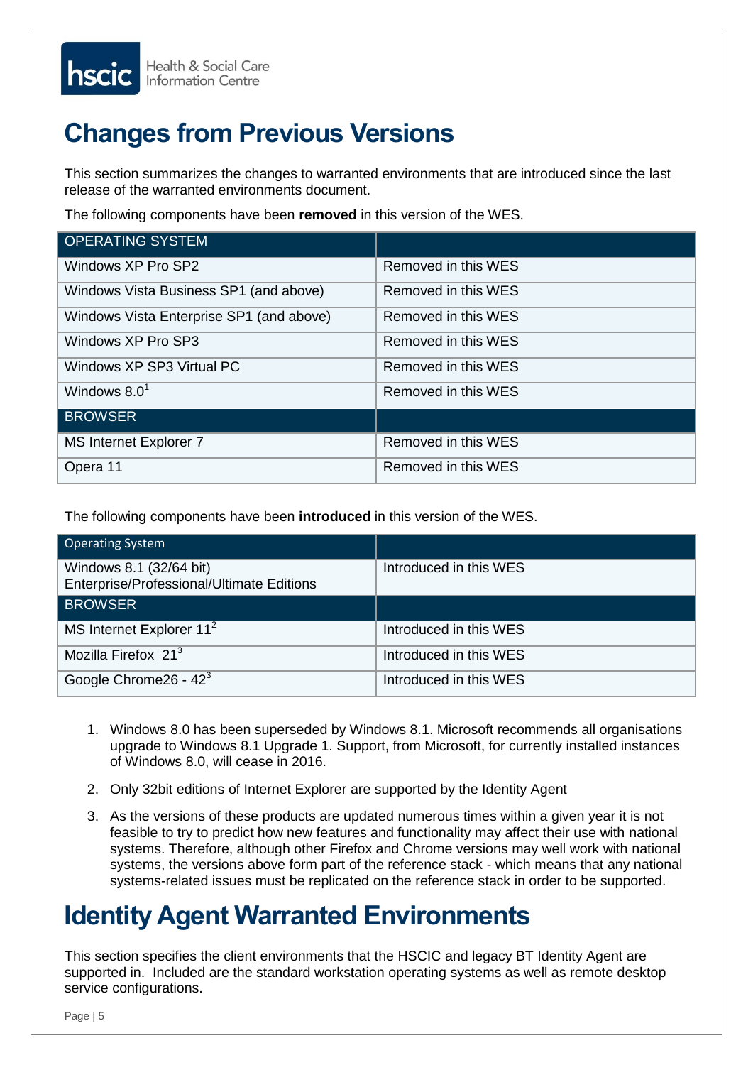# Changes from Previous Versions

This section summarizes the changes to warranted environments that are introduced since the last release of the warranted environments document.

The following components have been **removed** in this version of the WES.

| OPERATING SYSTEM | |
|---|---|
| Windows XP Pro SP2 | Removed in this WES |
| Windows Vista Business SP1 (and above) | Removed in this WES |
| Windows Vista Enterprise SP1 (and above) | Removed in this WES |
| Windows XP Pro SP3 | Removed in this WES |
| Windows XP SP3 Virtual PC | Removed in this WES |
| Windows 8.0[1] | Removed in this WES |
| **BROWSER** | |
| MS Internet Explorer 7 | Removed in this WES |
| Opera 11 | Removed in this WES |

The following components have been **introduced** in this version of the WES.

| Operating System | |
|---|---|
| Windows 8.1 (32/64 bit) Enterprise/Professional/Ultimate Editions | Introduced in this WES |
| **BROWSER** | |
| MS Internet Explorer 11[2] | Introduced in this WES |
| Mozilla Firefox 21[3] | Introduced in this WES |
| Google Chrome26 - 42[3] | Introduced in this WES |

1. Windows 8.0 has been superseded by Windows 8.1. Microsoft recommends all organisations upgrade to Windows 8.1 Upgrade 1. Support, from Microsoft, for currently installed instances of Windows 8.0, will cease in 2016.
2. Only 32bit editions of Internet Explorer are supported by the Identity Agent
3. As the versions of these products are updated numerous times within a given year it is not feasible to try to predict how new features and functionality may affect their use with national systems. Therefore, although other Firefox and Chrome versions may well work with national systems, the versions above form part of the reference stack - which means that any national systems-related issues must be replicated on the reference stack in order to be supported.

# Identity Agent Warranted Environments

This section specifies the client environments that the HSCIC and legacy BT Identity Agent are supported in. Included are the standard workstation operating systems as well as remote desktop service configurations.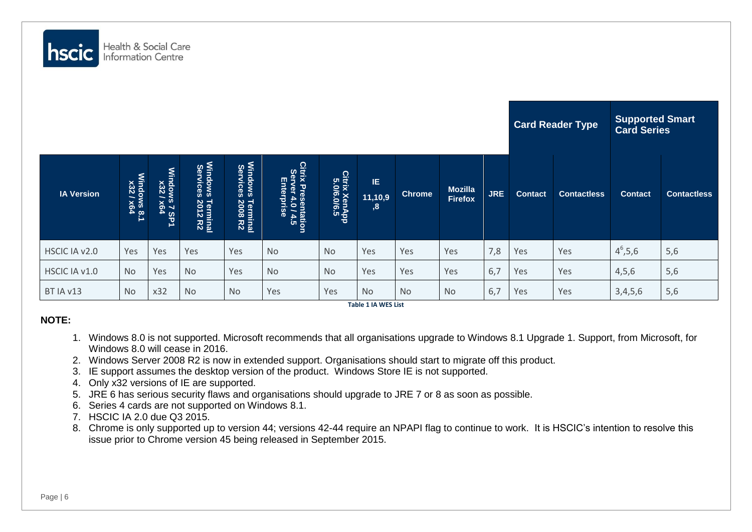| IA Version | Windows 8.1 x32 / x64 | Windows 7 SP1 x32 / x64 | Windows Terminal Services 2012 R2 | Windows Terminal Services 2008 R2 | Citrix Presentation Server 4.0 / 4.5 Enterprise | Citrix XenApp 5.0/6.0/6.5 | IE 11,10,9,8 | Chrome | Mozilla Firefox | JRE | Card Reader Type | | Supported Smart Card Series | |
|---|---|---|---|---|---|---|---|---|---|---|---|---|---|---|
| | | | | | | | | | | | Contact | Contactless | Contact | Contactless |
| HSCIC IA v2.0 | Yes | Yes | Yes | Yes | No | No | Yes | Yes | Yes | 7,8 | Yes | Yes | 4[6],5,6 | 5,6 |
| HSCIC IA v1.0 | No | Yes | No | Yes | No | No | Yes | Yes | Yes | 6,7 | Yes | Yes | 4,5,6 | 5,6 |
| BT IA v13 | No | x32 | No | No | Yes | Yes | No | No | No | 6,7 | Yes | Yes | 3,4,5,6 | 5,6 |

**Table 1 IA WES List**

**NOTE:**

1. Windows 8.0 is not supported. Microsoft recommends that all organisations upgrade to Windows 8.1 Upgrade 1. Support, from Microsoft, for Windows 8.0 will cease in 2016.
2. Windows Server 2008 R2 is now in extended support. Organisations should start to migrate off this product.
3. IE support assumes the desktop version of the product. Windows Store IE is not supported.
4. Only x32 versions of IE are supported.
5. JRE 6 has serious security flaws and organisations should upgrade to JRE 7 or 8 as soon as possible.
6. Series 4 cards are not supported on Windows 8.1.
7. HSCIC IA 2.0 due Q3 2015.
8. Chrome is only supported up to version 44; versions 42-44 require an NPAPI flag to continue to work. It is HSCIC's intention to resolve this issue prior to Chrome version 45 being released in September 2015.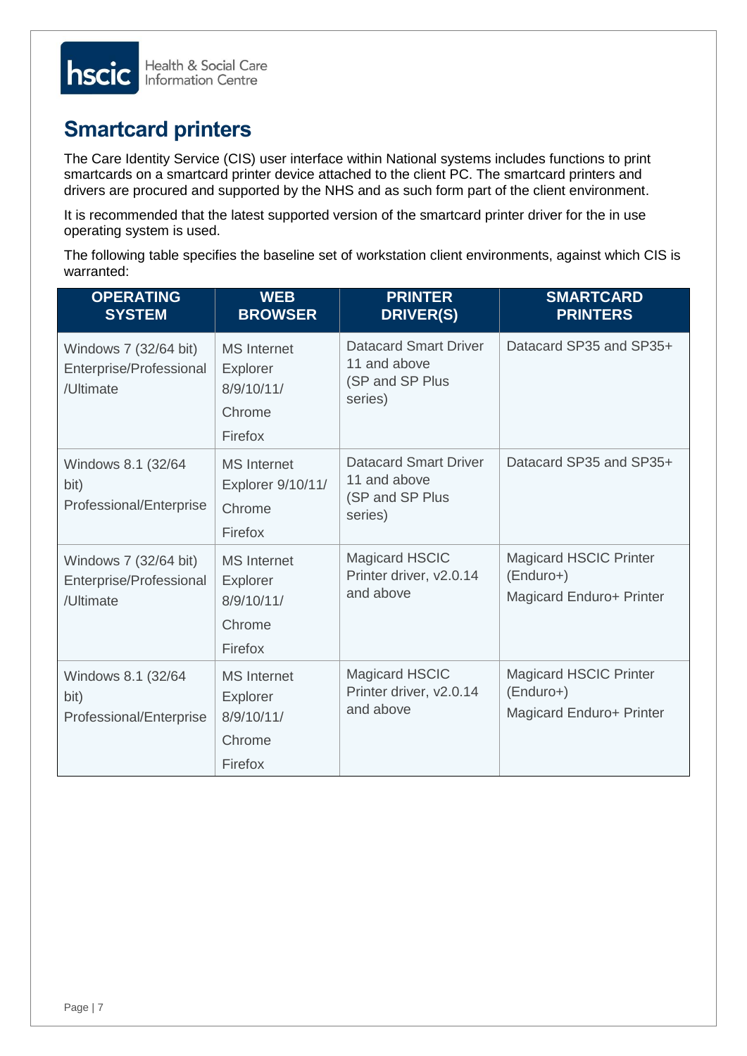## Smartcard printers

The Care Identity Service (CIS) user interface within National systems includes functions to print smartcards on a smartcard printer device attached to the client PC. The smartcard printers and drivers are procured and supported by the NHS and as such form part of the client environment.

It is recommended that the latest supported version of the smartcard printer driver for the in use operating system is used.

The following table specifies the baseline set of workstation client environments, against which CIS is warranted:

| OPERATING SYSTEM | WEB BROWSER | PRINTER DRIVER(S) | SMARTCARD PRINTERS |
|---|---|---|---|
| Windows 7 (32/64 bit) Enterprise/Professional /Ultimate | MS Internet Explorer 8/9/10/11/<br>Chrome<br>Firefox | Datacard Smart Driver 11 and above (SP and SP Plus series) | Datacard SP35 and SP35+ |
| Windows 8.1 (32/64 bit) Professional/Enterprise | MS Internet Explorer 9/10/11/<br>Chrome<br>Firefox | Datacard Smart Driver 11 and above (SP and SP Plus series) | Datacard SP35 and SP35+ |
| Windows 7 (32/64 bit) Enterprise/Professional /Ultimate | MS Internet Explorer 8/9/10/11/<br>Chrome<br>Firefox | Magicard HSCIC Printer driver, v2.0.14 and above | Magicard HSCIC Printer (Enduro+)<br>Magicard Enduro+ Printer |
| Windows 8.1 (32/64 bit) Professional/Enterprise | MS Internet Explorer 8/9/10/11/<br>Chrome<br>Firefox | Magicard HSCIC Printer driver, v2.0.14 and above | Magicard HSCIC Printer (Enduro+)<br>Magicard Enduro+ Printer |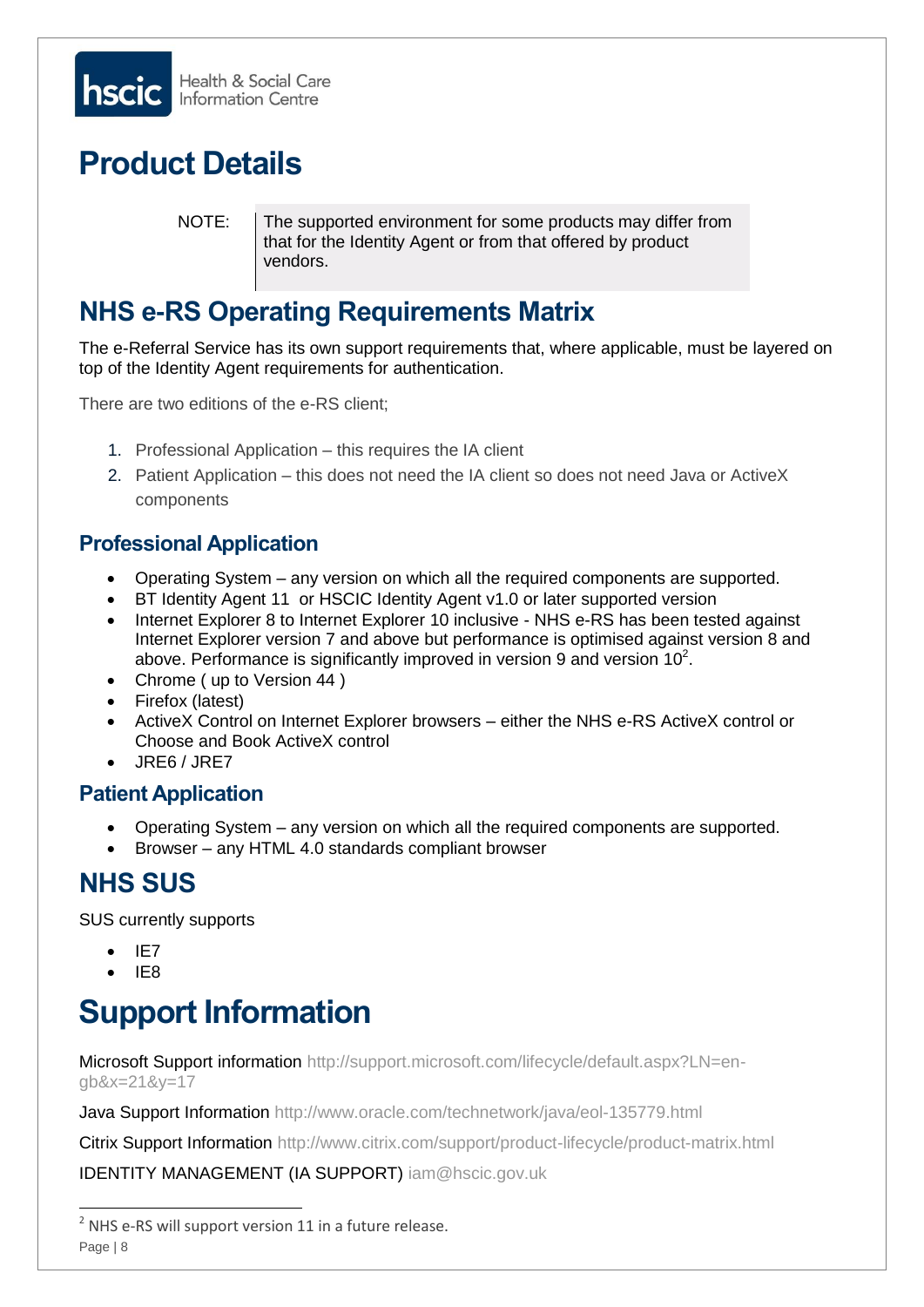# Product Details

> NOTE: The supported environment for some products may differ from that for the Identity Agent or from that offered by product vendors.

## NHS e-RS Operating Requirements Matrix

The e-Referral Service has its own support requirements that, where applicable, must be layered on top of the Identity Agent requirements for authentication.

There are two editions of the e-RS client;

1. Professional Application – this requires the IA client
2. Patient Application – this does not need the IA client so does not need Java or ActiveX components

### Professional Application

- Operating System – any version on which all the required components are supported.
- BT Identity Agent 11 or HSCIC Identity Agent v1.0 or later supported version
- Internet Explorer 8 to Internet Explorer 10 inclusive - NHS e-RS has been tested against Internet Explorer version 7 and above but performance is optimised against version 8 and above. Performance is significantly improved in version 9 and version 10[2].
- Chrome ( up to Version 44 )
- Firefox (latest)
- ActiveX Control on Internet Explorer browsers – either the NHS e-RS ActiveX control or Choose and Book ActiveX control
- JRE6 / JRE7

### Patient Application

- Operating System – any version on which all the required components are supported.
- Browser – any HTML 4.0 standards compliant browser

## NHS SUS

SUS currently supports

- IE7
- IE8

# Support Information

Microsoft Support information http://support.microsoft.com/lifecycle/default.aspx?LN=en-gb&x=21&y=17

Java Support Information http://www.oracle.com/technetwork/java/eol-135779.html

Citrix Support Information http://www.citrix.com/support/product-lifecycle/product-matrix.html

IDENTITY MANAGEMENT (IA SUPPORT) iam@hscic.gov.uk

[2] NHS e-RS will support version 11 in a future release.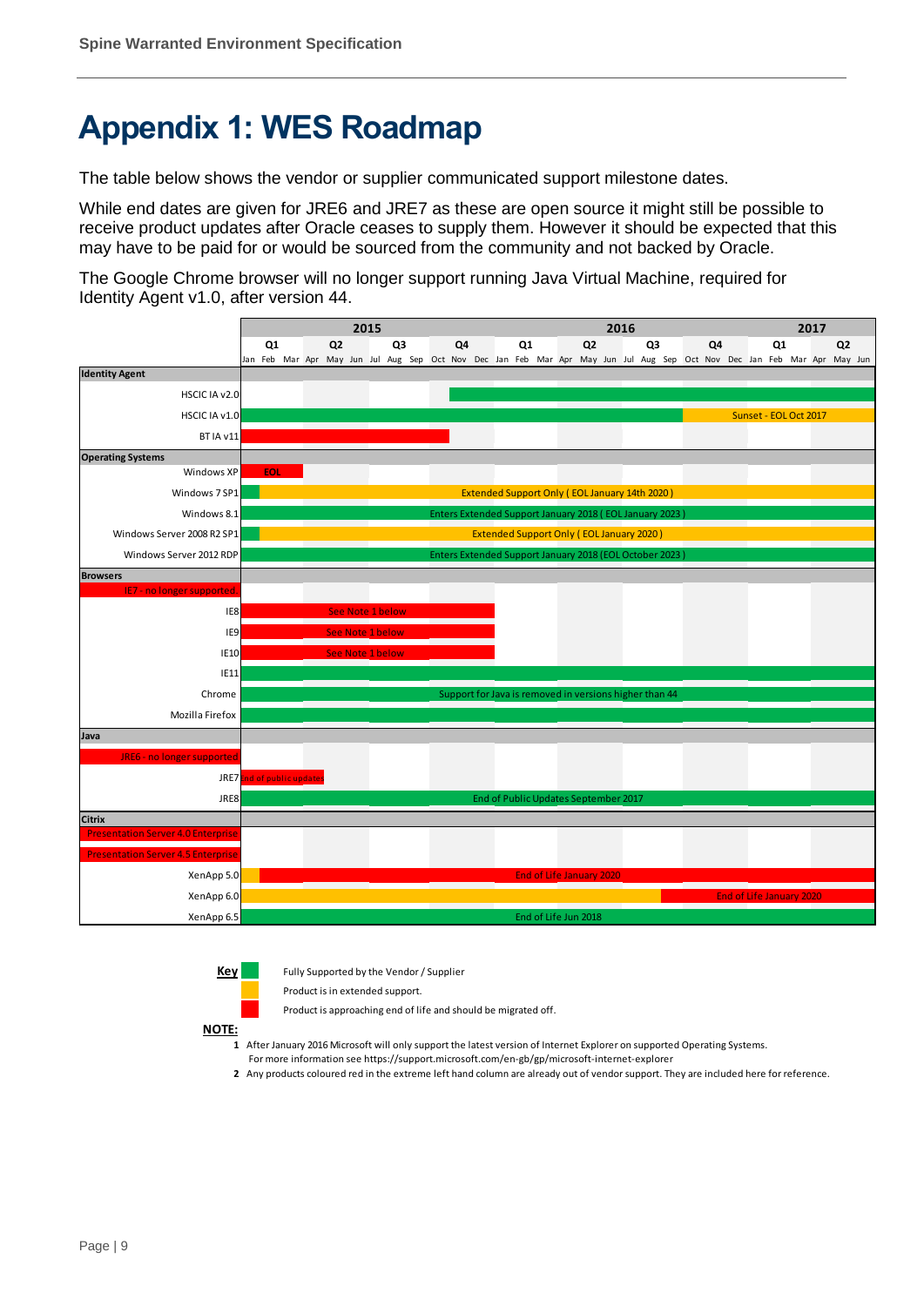// Appendix 1: WES Roadmap

The table below shows the vendor or supplier communicated support milestone dates.

While end dates are given for JRE6 and JRE7 as these are open source it might still be possible to receive product updates after Oracle ceases to supply them. However it should be expected that this may have to be paid for or would be sourced from the community and not backed by Oracle.

The Google Chrome browser will no longer support running Java Virtual Machine, required for Identity Agent v1.0, after version 44.

| Product | Roadmap (Jan 2015 – Jun 2017) |
|---|---|
| **Identity Agent** | |
| HSCIC IA v2.0 | Fully supported (from Oct 2015) |
| HSCIC IA v1.0 | Fully supported; Sunset - EOL Oct 2017 |
| BT IA v11 | Approaching end of life (to Sep 2015) |
| **Operating Systems** | |
| Windows XP | EOL |
| Windows 7 SP1 | Extended Support Only ( EOL January 14th 2020 ) |
| Windows 8.1 | Enters Extended Support January 2018 ( EOL January 2023 ) |
| Windows Server 2008 R2 SP1 | Extended Support Only ( EOL January 2020 ) |
| Windows Server 2012 RDP | Enters Extended Support January 2018 (EOL October 2023 ) |
| **Browsers** | |
| IE7 - no longer supported | |
| IE8 | See Note 1 below |
| IE9 | See Note 1 below |
| IE10 | See Note 1 below |
| IE11 | Fully supported |
| Chrome | Support for Java is removed in versions higher than 44 |
| Mozilla Firefox | Fully supported |
| **Java** | |
| JRE6 - no longer supported | |
| JRE7 | End of public updates |
| JRE8 | End of Public Updates September 2017 |
| **Citrix** | |
| Presentation Server 4.0 Enterprise | |
| Presentation Server 4.5 Enterprise | |
| XenApp 5.0 | End of Life January 2020 |
| XenApp 6.0 | End of Life January 2020 |
| XenApp 6.5 | End of Life Jun 2018 |

**Key**

- Green: Fully Supported by the Vendor / Supplier
- Amber: Product is in extended support.
- Red: Product is approaching end of life and should be migrated off.

**NOTE:**

1. After January 2016 Microsoft will only support the latest version of Internet Explorer on supported Operating Systems. For more information see https://support.microsoft.com/en-gb/gp/microsoft-internet-explorer
2. Any products coloured red in the extreme left hand column are already out of vendor support. They are included here for reference.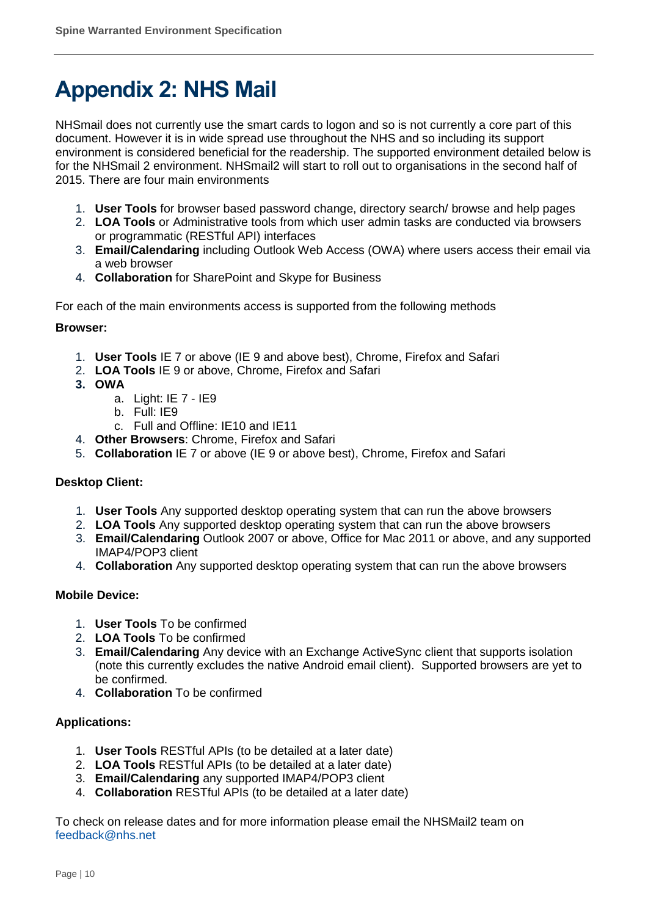# Appendix 2: NHS Mail

NHSmail does not currently use the smart cards to logon and so is not currently a core part of this document. However it is in wide spread use throughout the NHS and so including its support environment is considered beneficial for the readership. The supported environment detailed below is for the NHSmail 2 environment. NHSmail2 will start to roll out to organisations in the second half of 2015. There are four main environments

1. **User Tools** for browser based password change, directory search/ browse and help pages
2. **LOA Tools** or Administrative tools from which user admin tasks are conducted via browsers or programmatic (RESTful API) interfaces
3. **Email/Calendaring** including Outlook Web Access (OWA) where users access their email via a web browser
4. **Collaboration** for SharePoint and Skype for Business

For each of the main environments access is supported from the following methods

**Browser:**

1. **User Tools** IE 7 or above (IE 9 and above best), Chrome, Firefox and Safari
2. **LOA Tools** IE 9 or above, Chrome, Firefox and Safari
3. **OWA**
   a. Light: IE 7 - IE9
   b. Full: IE9
   c. Full and Offline: IE10 and IE11
4. **Other Browsers**: Chrome, Firefox and Safari
5. **Collaboration** IE 7 or above (IE 9 or above best), Chrome, Firefox and Safari

**Desktop Client:**

1. **User Tools** Any supported desktop operating system that can run the above browsers
2. **LOA Tools** Any supported desktop operating system that can run the above browsers
3. **Email/Calendaring** Outlook 2007 or above, Office for Mac 2011 or above, and any supported IMAP4/POP3 client
4. **Collaboration** Any supported desktop operating system that can run the above browsers

**Mobile Device:**

1. **User Tools** To be confirmed
2. **LOA Tools** To be confirmed
3. **Email/Calendaring** Any device with an Exchange ActiveSync client that supports isolation (note this currently excludes the native Android email client). Supported browsers are yet to be confirmed.
4. **Collaboration** To be confirmed

**Applications:**

1. **User Tools** RESTful APIs (to be detailed at a later date)
2. **LOA Tools** RESTful APIs (to be detailed at a later date)
3. **Email/Calendaring** any supported IMAP4/POP3 client
4. **Collaboration** RESTful APIs (to be detailed at a later date)

To check on release dates and for more information please email the NHSMail2 team on feedback@nhs.net